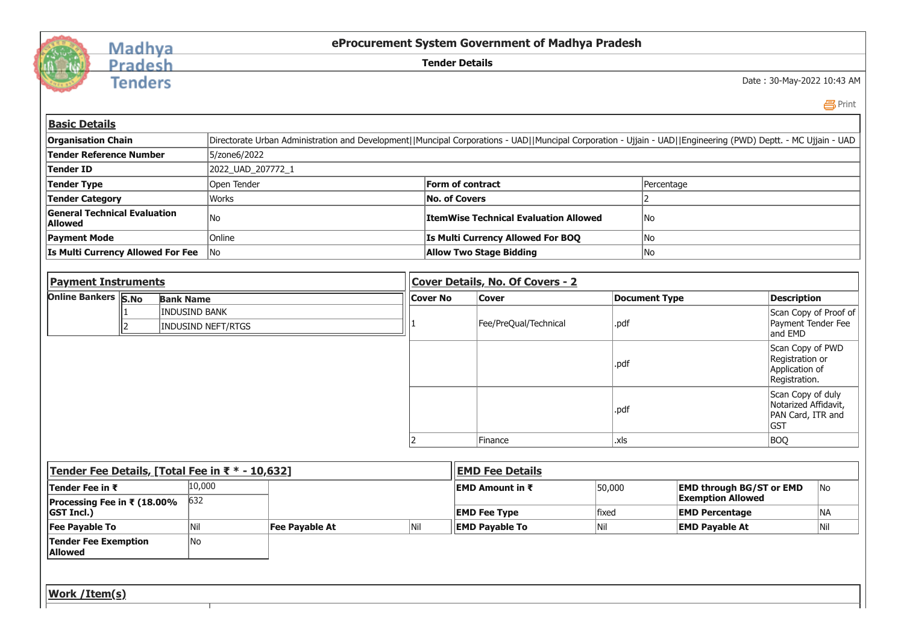Madhya Pradesh Tenders

# eProcurement System Government of Madhya Pradesh

## Tender Details

Date : 30-May-2022 10:43 AM

Print

### Basic Details

| | | | |
|---|---|---|---|
| **Organisation Chain** | Directorate Urban Administration and Development\|\|Muncipal Corporations - UAD\|\|Muncipal Corporation - Ujjain - UAD\|\|Engineering (PWD) Deptt. - MC Ujjain - UAD | | |
| **Tender Reference Number** | 5/zone6/2022 | | |
| **Tender ID** | 2022_UAD_207772_1 | | |
| **Tender Type** | Open Tender | **Form of contract** | Percentage |
| **Tender Category** | Works | **No. of Covers** | 2 |
| **General Technical Evaluation Allowed** | No | **ItemWise Technical Evaluation Allowed** | No |
| **Payment Mode** | Online | **Is Multi Currency Allowed For BOQ** | No |
| **Is Multi Currency Allowed For Fee** | No | **Allow Two Stage Bidding** | No |

### Payment Instruments

**Online Bankers**

| S.No | Bank Name |
|---|---|
| 1 | INDUSIND BANK |
| 2 | INDUSIND NEFT/RTGS |

### Cover Details, No. Of Covers - 2

| Cover No | Cover | Document Type | Description |
|---|---|---|---|
| 1 | Fee/PreQual/Technical | .pdf | Scan Copy of Proof of Payment Tender Fee and EMD |
| | | .pdf | Scan Copy of PWD Registration or Application of Registration. |
| | | .pdf | Scan Copy of duly Notarized Affidavit, PAN Card, ITR and GST |
| 2 | Finance | .xls | BOQ |

### Tender Fee Details, [Total Fee in ₹ * - 10,632]

| | | | |
|---|---|---|---|
| **Tender Fee in ₹** | 10,000 | | |
| **Processing Fee in ₹ (18.00% GST Incl.)** | 632 | | |
| **Fee Payable To** | Nil | **Fee Payable At** | Nil |
| **Tender Fee Exemption Allowed** | No | | |

### EMD Fee Details

| | | | |
|---|---|---|---|
| **EMD Amount in ₹** | 50,000 | **EMD through BG/ST or EMD Exemption Allowed** | No |
| **EMD Fee Type** | fixed | **EMD Percentage** | NA |
| **EMD Payable To** | Nil | **EMD Payable At** | Nil |

### Work /Item(s)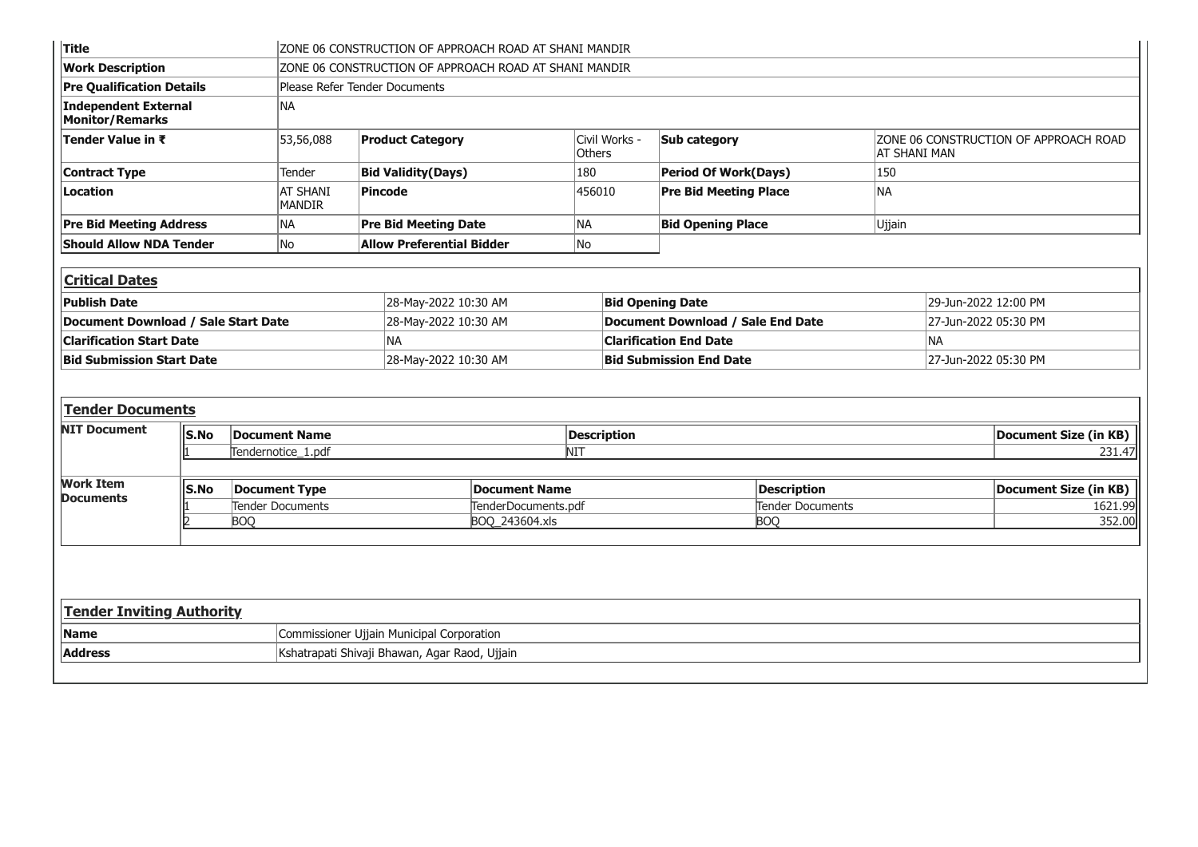| | | | | | | | |
|---|---|---|---|---|---|---|---|
| **Title** | ZONE 06 CONSTRUCTION OF APPROACH ROAD AT SHANI MANDIR | | | | | | |
| **Work Description** | ZONE 06 CONSTRUCTION OF APPROACH ROAD AT SHANI MANDIR | | | | | | |
| **Pre Qualification Details** | Please Refer Tender Documents | | | | | | |
| **Independent External Monitor/Remarks** | NA | | | | | | |
| **Tender Value in ₹** | 53,56,088 | **Product Category** | Civil Works - Others | **Sub category** | ZONE 06 CONSTRUCTION OF APPROACH ROAD AT SHANI MAN | | |
| **Contract Type** | Tender | **Bid Validity(Days)** | 180 | **Period Of Work(Days)** | 150 | | |
| **Location** | AT SHANI MANDIR | **Pincode** | 456010 | **Pre Bid Meeting Place** | NA | | |
| **Pre Bid Meeting Address** | NA | **Pre Bid Meeting Date** | NA | **Bid Opening Place** | Ujjain | | |
| **Should Allow NDA Tender** | No | **Allow Preferential Bidder** | No | | | | |

## Critical Dates

| | | | |
|---|---|---|---|
| **Publish Date** | 28-May-2022 10:30 AM | **Bid Opening Date** | 29-Jun-2022 12:00 PM |
| **Document Download / Sale Start Date** | 28-May-2022 10:30 AM | **Document Download / Sale End Date** | 27-Jun-2022 05:30 PM |
| **Clarification Start Date** | NA | **Clarification End Date** | NA |
| **Bid Submission Start Date** | 28-May-2022 10:30 AM | **Bid Submission End Date** | 27-Jun-2022 05:30 PM |

## Tender Documents

**NIT Document**

| S.No | Document Name | Description | Document Size (in KB) |
|---|---|---|---|
| 1 | Tendernotice_1.pdf | NIT | 231.47 |

**Work Item Documents**

| S.No | Document Type | Document Name | Description | Document Size (in KB) |
|---|---|---|---|---|
| 1 | Tender Documents | TenderDocuments.pdf | Tender Documents | 1621.99 |
| 2 | BOQ | BOQ_243604.xls | BOQ | 352.00 |

## Tender Inviting Authority

| | |
|---|---|
| **Name** | Commissioner Ujjain Municipal Corporation |
| **Address** | Kshatrapati Shivaji Bhawan, Agar Raod, Ujjain |